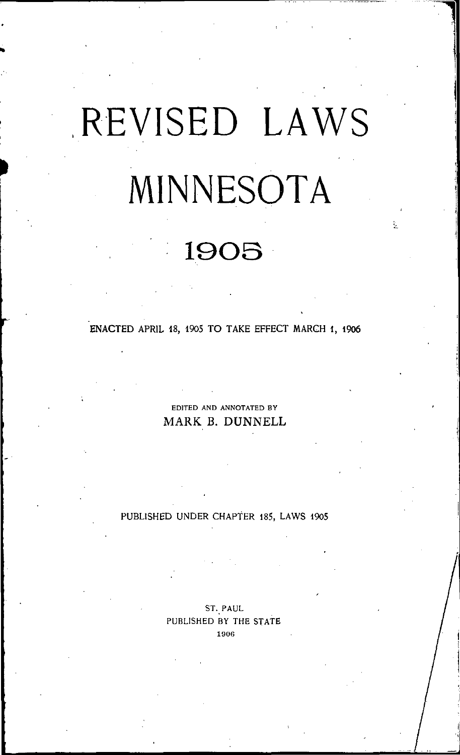# REVISED LAWS

# MINNESOTA

# 1905

ENACTED APRIL 18, 1905 TO TAKE EFFECT MARCH 1, 1906

EDITED AND ANNOTATED BY

MARK B. DUNNELL

PUBLISHED UNDER CHAPTER 185, LAWS 1905

ST. PAUL

PUBLISHED BY THE STATE

1906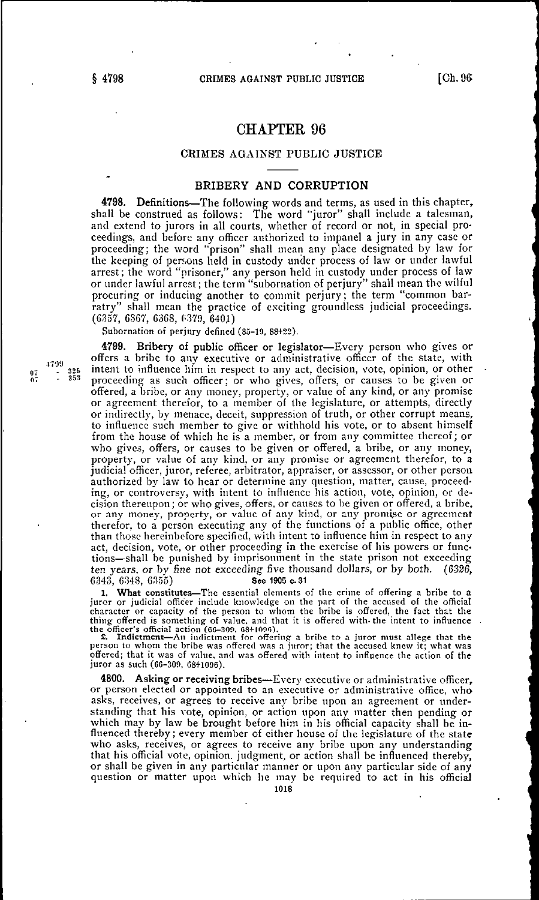# CHAPTER 96

## CRIMES AGAINST PUBLIC JUSTICE

### BRIBERY AND CORRUPTION

**4798. Definitions**—The following words and terms, as used in this chapter, shall be construed as follows: The word "juror" shall include a talesman, and extend to jurors in all courts, whether of record or not, in special proceedings, and before any officer authorized to impanel a jury in any case or proceeding; the word "prison" shall mean any place designated by law for the keeping of persons held in custody under process of law or under lawful arrest; the word "prisoner," any person held in custody under process of law or under lawful arrest; the term "subornation of perjury" shall mean the wilful procuring or inducing another to commit perjury; the term "common barratry" shall mean the practice of exciting groundless judicial proceedings. (6357, 6367, 6368, 6379, 6401)

Subornation of perjury defined (85-19, 88+22).

**4799. Bribery of public officer or legislator**—Every person who gives or offers a bribe to any executive or administrative officer of the state, with intent to influence him in respect to any act, decision, vote, opinion, or other proceeding as such officer; or who gives, offers, or causes to be given or offered, a bribe, or any money, property, or value of any kind, or any promise or agreement therefor, to a member of the legislature, or attempts, directly or indirectly, by menace, deceit, suppression of truth, or other corrupt means, to influence such member to give or withhold his vote, or to absent himself from the house of which he is a member, or from any committee thereof; or who gives, offers, or causes to be given or offered, a bribe, or any money, property, or value of any kind, or any promise or agreement therefor, to a judicial officer, juror, referee, arbitrator, appraiser, or assessor, or other person authorized by law to hear or determine any question, matter, cause, proceeding, or controversy, with intent to influence his action, vote, opinion, or decision thereupon; or who gives, offers, or causes to be given or offered, a bribe, or any money, property, or value of any kind, or any promise or agreement therefor, to a person executing any of the functions of a public office, other than those hereinbefore specified, with intent to influence him in respect to any act, decision, vote, or other proceeding in the exercise of his powers or functions—shall be punished by imprisonment in the state prison not exceeding ten years, or by fine not exceeding five thousand dollars, or by both. (6326, 6343, 6348, 6355) See 1905 c. 31

1. **What constitutes**—The essential elements of the crime of offering a bribe to a juror or judicial officer include knowledge on the part of the accused of the official character or capacity of the person to whom the bribe is offered, the fact that the thing offered is something of value, and that it is offered with the intent to influence the officer's official action (66-309, 68+1096).

2. **Indictment**—An indictment for offering a bribe to a juror must allege that the person to whom the bribe was offered was a juror; that the accused knew it; what was offered; that it was of value, and was offered with intent to influence the action of the juror as such (66-309, 68+1096).

**4800. Asking or receiving bribes**—Every executive or administrative officer, or person elected or appointed to an executive or administrative office, who asks, receives, or agrees to receive any bribe upon an agreement or understanding that his vote, opinion, or action upon any matter then pending or which may by law be brought before him in his official capacity shall be influenced thereby; every member of either house of the legislature of the state who asks, receives, or agrees to receive any bribe upon any understanding that his official vote, opinion, judgment, or action shall be influenced thereby, or shall be given in any particular manner or upon any particular side of any question or matter upon which he may be required to act in his official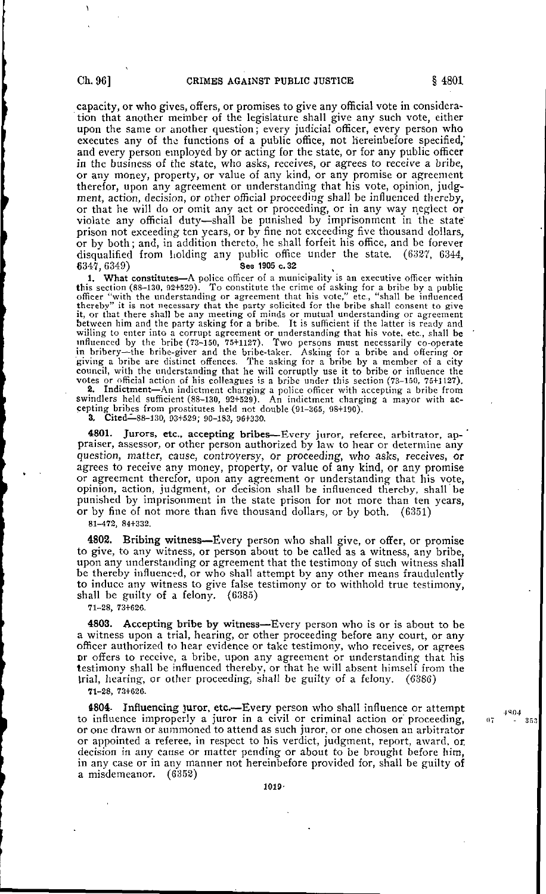capacity, or who gives, offers, or promises to give any official vote in consideration that another member of the legislature shall give any such vote, either upon the same or another question; every judicial officer, every person who executes any of the functions of a public office, not hereinbefore specified, and every person employed by or acting for the state, or for any public officer in the business of the state, who asks, receives, or agrees to receive a bribe, or any money, property, or value of any kind, or any promise or agreement therefor, upon any agreement or understanding that his vote, opinion, judgment, action, decision, or other official proceeding shall be influenced thereby, or that he will do or omit any act or proceeding, or in any way neglect or violate any official duty—shall be punished by imprisonment in the state prison not exceeding ten years, or by fine not exceeding five thousand dollars, or by both; and, in addition thereto, he shall forfeit his office, and be forever disqualified from holding any public office under the state. (6327, 6344, 6347, 6349) See 1905 c. 32

1. **What constitutes**—A police officer of a municipality is an executive officer within this section (88-130, 92+529). To constitute the crime of asking for a bribe by a public officer "with the understanding or agreement that his vote," etc., "shall be influenced thereby" it is not necessary that the party solicited for the bribe shall consent to give it, or that there shall be any meeting of minds or mutual understanding or agreement between him and the party asking for a bribe. It is sufficient if the latter is ready and willing to enter into a corrupt agreement or understanding that his vote, etc., shall be influenced by the bribe (73-150, 75+1127). Two persons must necessarily co-operate in bribery—the bribe-giver and the bribe-taker. Asking for a bribe and offering or giving a bribe are distinct offences. The asking for a bribe by a member of a city council, with the understanding that he will corruptly use it to bribe or influence the votes or official action of his colleagues is a bribe under this section (73-150, 75+1127).

2. **Indictment**—An indictment charging a police officer with accepting a bribe from swindlers held sufficient (88-130, 92+529). An indictment charging a mayor with accepting bribes from prostitutes held not double (91-365, 98+190).

3. **Cited**—88-130, 93+529; 90-183, 96+330.

**4801. Jurors, etc., accepting bribes**—Every juror, referee, arbitrator, appraiser, assessor, or other person authorized by law to hear or determine any question, matter, cause, controversy, or proceeding, who asks, receives, or agrees to receive any money, property, or value of any kind, or any promise or agreement therefor, upon any agreement or understanding that his vote, opinion, action, judgment, or decision shall be influenced thereby, shall be punished by imprisonment in the state prison for not more than ten years, or by fine of not more than five thousand dollars, or by both. (6351)

81-472, 84+332.

**4802. Bribing witness**—Every person who shall give, or offer, or promise to give, to any witness, or person about to be called as a witness, any bribe, upon any understanding or agreement that the testimony of such witness shall be thereby influenced, or who shall attempt by any other means fraudulently to induce any witness to give false testimony or to withhold true testimony, shall be guilty of a felony. (6385)

71-28, 73+626.

**4803. Accepting bribe by witness**—Every person who is or is about to be a witness upon a trial, hearing, or other proceeding before any court, or any officer authorized to hear evidence or take testimony, who receives, or agrees or offers to receive, a bribe, upon any agreement or understanding that his testimony shall be influenced thereby, or that he will absent himself from the trial, hearing, or other proceeding, shall be guilty of a felony. (6386)

71-28, 73+626.

**4804. Influencing juror, etc.**—Every person who shall influence or attempt to influence improperly a juror in a civil or criminal action or proceeding, or one drawn or summoned to attend as such juror, or one chosen an arbitrator or appointed a referee, in respect to his verdict, judgment, report, award, or decision in any cause or matter pending or about to be brought before him, in any case or in any manner not hereinbefore provided for, shall be guilty of a misdemeanor. (6352)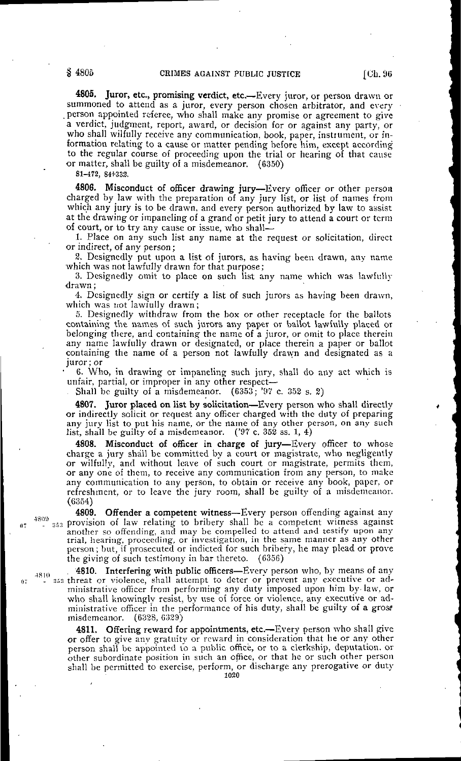**4805. Juror, etc., promising verdict, etc.**—Every juror, or person drawn or summoned to attend as a juror, every person chosen arbitrator, and every person appointed referee, who shall make any promise or agreement to give a verdict, judgment, report, award, or decision for or against any party, or who shall wilfully receive any communication, book, paper, instrument, or information relating to a cause or matter pending before him, except according to the regular course of proceeding upon the trial or hearing of that cause or matter, shall be guilty of a misdemeanor. (6350)

81-472, 84+332.

**4806. Misconduct of officer drawing jury**—Every officer or other person charged by law with the preparation of any jury list, or list of names from which any jury is to be drawn, and every person authorized by law to assist at the drawing or impaneling of a grand or petit jury to attend a court or term of court, or to try any cause or issue, who shall—

1. Place on any such list any name at the request or solicitation, direct or indirect, of any person;

2. Designedly put upon a list of jurors, as having been drawn, any name which was not lawfully drawn for that purpose;

3. Designedly omit to place on such list any name which was lawfully drawn;

4. Designedly sign or certify a list of such jurors as having been drawn, which was not lawfully drawn;

5. Designedly withdraw from the box or other receptacle for the ballots containing the names of such jurors any paper or ballot lawfully placed or belonging there, and containing the name of a juror, or omit to place therein any name lawfully drawn or designated, or place therein a paper or ballot containing the name of a person not lawfully drawn and designated as a juror; or

6. Who, in drawing or impaneling such jury, shall do any act which is unfair, partial, or improper in any other respect—

Shall be guilty of a misdemeanor. (6353; '97 c. 352 s. 2)

**4807. Juror placed on list by solicitation**—Every person who shall directly or indirectly solicit or request any officer charged with the duty of preparing any jury list to put his name, or the name of any other person, on any such list, shall be guilty of a misdemeanor. ('97 c. 352 ss. 1, 4)

**4808. Misconduct of officer in charge of jury**—Every officer to whose charge a jury shall be committed by a court or magistrate, who negligently or wilfully, and without leave of such court or magistrate, permits them, or any one of them, to receive any communication from any person, to make any communication to any person, to obtain or receive any book, paper, or refreshment, or to leave the jury room, shall be guilty of a misdemeanor. (6354)

**4809. Offender a competent witness**—Every person offending against any provision of law relating to bribery shall be a competent witness against another so offending, and may be compelled to attend and testify upon any trial, hearing, proceeding, or investigation, in the same manner as any other person; but, if prosecuted or indicted for such bribery, he may plead or prove the giving of such testimony in bar thereto. (6356)

**4810. Interfering with public officers**—Every person who, by means of any threat or violence, shall attempt to deter or prevent any executive or administrative officer from performing any duty imposed upon him by law, or who shall knowingly resist, by use of force or violence, any executive or administrative officer in the performance of his duty, shall be guilty of a gross misdemeanor. (6328, 6329)

**4811. Offering reward for appointments, etc.**—Every person who shall give or offer to give any gratuity or reward in consideration that he or any other person shall be appointed to a public office, or to a clerkship, deputation, or other subordinate position in such an office, or that he or such other person shall be permitted to exercise, perform, or discharge any prerogative or duty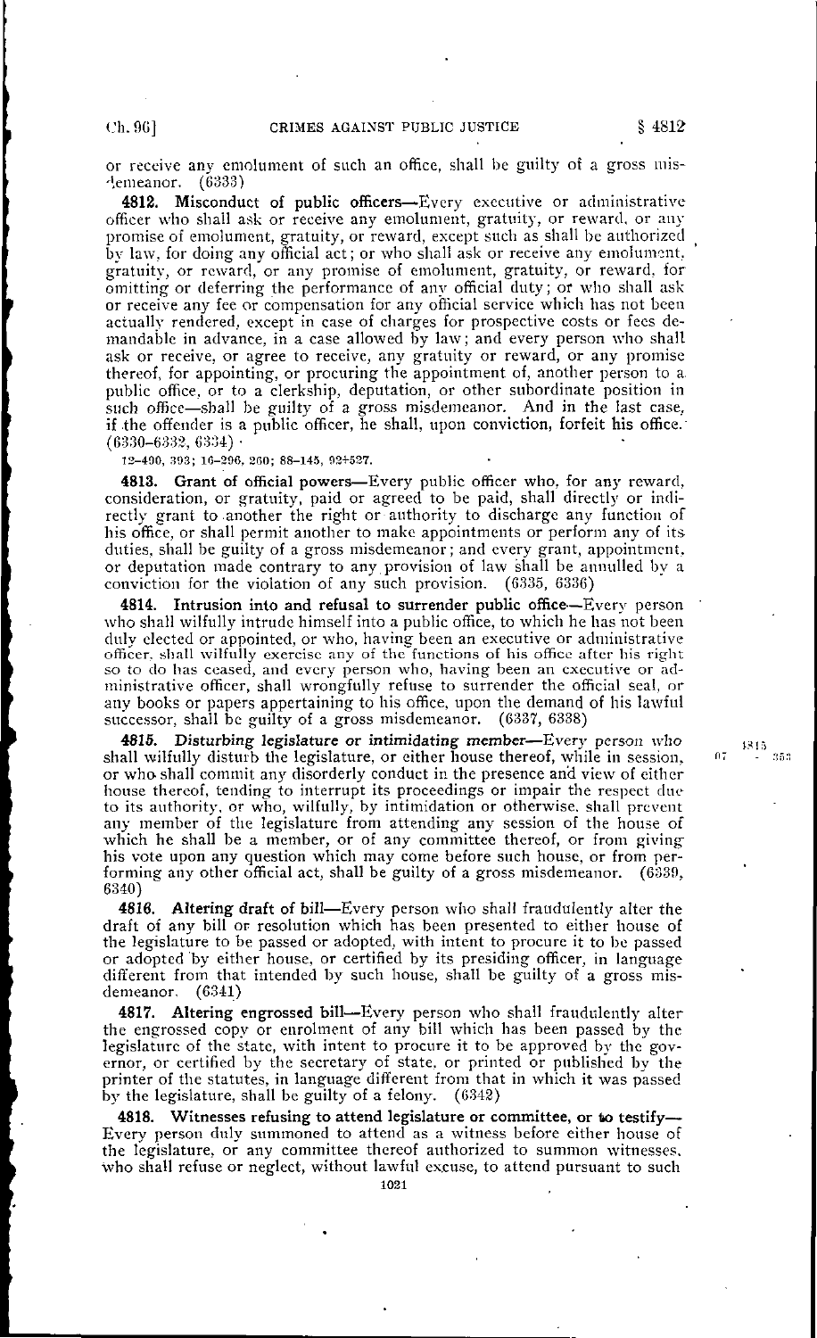or receive any emolument of such an office, shall be guilty of a gross misdemeanor. (6333)

**4812. Misconduct of public officers**—Every executive or administrative officer who shall ask or receive any emolument, gratuity, or reward, or any promise of emolument, gratuity, or reward, except such as shall be authorized by law, for doing any official act; or who shall ask or receive any emolument, gratuity, or reward, or any promise of emolument, gratuity, or reward, for omitting or deferring the performance of any official duty; or who shall ask or receive any fee or compensation for any official service which has not been actually rendered, except in case of charges for prospective costs or fees demandable in advance, in a case allowed by law; and every person who shall ask or receive, or agree to receive, any gratuity or reward, or any promise thereof, for appointing, or procuring the appointment of, another person to a public office, or to a clerkship, deputation, or other subordinate position in such office—shall be guilty of a gross misdemeanor. And in the last case, if the offender is a public officer, he shall, upon conviction, forfeit his office. (6330–6332, 6334)

12–490, 393; 16–296, 260; 88–145, 92+527.

**4813. Grant of official powers**—Every public officer who, for any reward, consideration, or gratuity, paid or agreed to be paid, shall directly or indirectly grant to another the right or authority to discharge any function of his office, or shall permit another to make appointments or perform any of its duties, shall be guilty of a gross misdemeanor; and every grant, appointment, or deputation made contrary to any provision of law shall be annulled by a conviction for the violation of any such provision. (6335, 6336)

**4814. Intrusion into and refusal to surrender public office**—Every person who shall wilfully intrude himself into a public office, to which he has not been duly elected or appointed, or who, having been an executive or administrative officer, shall wilfully exercise any of the functions of his office after his right so to do has ceased, and every person who, having been an executive or administrative officer, shall wrongfully refuse to surrender the official seal, or any books or papers appertaining to his office, upon the demand of his lawful successor, shall be guilty of a gross misdemeanor. (6337, 6338)

***4815. Disturbing legislature or intimidating member***—Every person who shall wilfully disturb the legislature, or either house thereof, while in session, or who shall commit any disorderly conduct in the presence and view of either house thereof, tending to interrupt its proceedings or impair the respect due to its authority, or who, wilfully, by intimidation or otherwise, shall prevent any member of the legislature from attending any session of the house of which he shall be a member, or of any committee thereof, or from giving his vote upon any question which may come before such house, or from performing any other official act, shall be guilty of a gross misdemeanor. (6339, 6340)

**4816. Altering draft of bill**—Every person who shall fraudulently alter the draft of any bill or resolution which has been presented to either house of the legislature to be passed or adopted, with intent to procure it to be passed or adopted by either house, or certified by its presiding officer, in language different from that intended by such house, shall be guilty of a gross misdemeanor. (6341)

**4817. Altering engrossed bill**—Every person who shall fraudulently alter the engrossed copy or enrolment of any bill which has been passed by the legislature of the state, with intent to procure it to be approved by the governor, or certified by the secretary of state, or printed or published by the printer of the statutes, in language different from that in which it was passed by the legislature, shall be guilty of a felony. (6342)

**4818. Witnesses refusing to attend legislature or committee, or to testify**—Every person duly summoned to attend as a witness before either house of the legislature, or any committee thereof authorized to summon witnesses, who shall refuse or neglect, without lawful excuse, to attend pursuant to such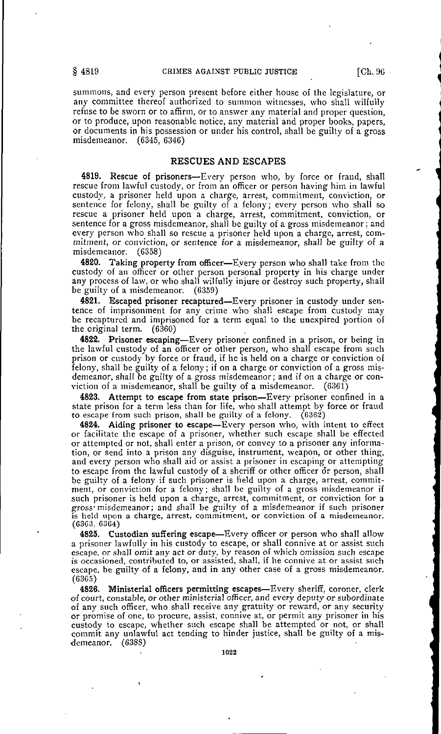summons, and every person present before either house of the legislature, or any committee thereof authorized to summon witnesses, who shall wilfully refuse to be sworn or to affirm, or to answer any material and proper question, or to produce, upon reasonable notice, any material and proper books, papers, or documents in his possession or under his control, shall be guilty of a gross misdemeanor. (6345, 6346)

## RESCUES AND ESCAPES

**4819. Rescue of prisoners**—Every person who, by force or fraud, shall rescue from lawful custody, or from an officer or person having him in lawful custody, a prisoner held upon a charge, arrest, commitment, conviction, or sentence for felony, shall be guilty of a felony; every person who shall so rescue a prisoner held upon a charge, arrest, commitment, conviction, or sentence for a gross misdemeanor, shall be guilty of a gross misdemeanor; and every person who shall so rescue a prisoner held upon a charge, arrest, commitment, or conviction, or sentence for a misdemeanor, shall be guilty of a misdemeanor. (6358)

**4820. Taking property from officer**—Every person who shall take from the custody of an officer or other person personal property in his charge under any process of law, or who shall wilfully injure or destroy such property, shall be guilty of a misdemeanor. (6359)

**4821. Escaped prisoner recaptured**—Every prisoner in custody under sentence of imprisonment for any crime who shall escape from custody may be recaptured and imprisoned for a term equal to the unexpired portion of the original term. (6360)

**4822. Prisoner escaping**—Every prisoner confined in a prison, or being in the lawful custody of an officer or other person, who shall escape from such prison or custody by force or fraud, if he is held on a charge or conviction of felony, shall be guilty of a felony; if on a charge or conviction of a gross misdemeanor, shall be guilty of a gross misdemeanor; and if on a charge or conviction of a misdemeanor, shall be guilty of a misdemeanor. (6361)

**4823. Attempt to escape from state prison**—Every prisoner confined in a state prison for a term less than for life, who shall attempt by force or fraud to escape from such prison, shall be guilty of a felony. (6362)

**4824. Aiding prisoner to escape**—Every person who, with intent to effect or facilitate the escape of a prisoner, whether such escape shall be effected or attempted or not, shall enter a prison, or convey to a prisoner any information, or send into a prison any disguise, instrument, weapon, or other thing, and every person who shall aid or assist a prisoner in escaping or attempting to escape from the lawful custody of a sheriff or other officer or person, shall be guilty of a felony if such prisoner is held upon a charge, arrest, commitment, or conviction for a felony; shall be guilty of a gross misdemeanor if such prisoner is held upon a charge, arrest, commitment, or conviction for a gross misdemeanor; and shall be guilty of a misdemeanor if such prisoner is held upon a charge, arrest, commitment, or conviction of a misdemeanor. (6363, 6364)

**4825. Custodian suffering escape**—Every officer or person who shall allow a prisoner lawfully in his custody to escape, or shall connive at or assist such escape, or shall omit any act or duty, by reason of which omission such escape is occasioned, contributed to, or assisted, shall, if he connive at or assist such escape, be guilty of a felony, and in any other case of a gross misdemeanor. (6365)

**4826. Ministerial officers permitting escapes**—Every sheriff, coroner, clerk of court, constable, or other ministerial officer, and every deputy or subordinate of any such officer, who shall receive any gratuity or reward, or any security or promise of one, to procure, assist, connive at, or permit any prisoner in his custody to escape, whether such escape shall be attempted or not, or shall commit any unlawful act tending to hinder justice, shall be guilty of a misdemeanor. (6388)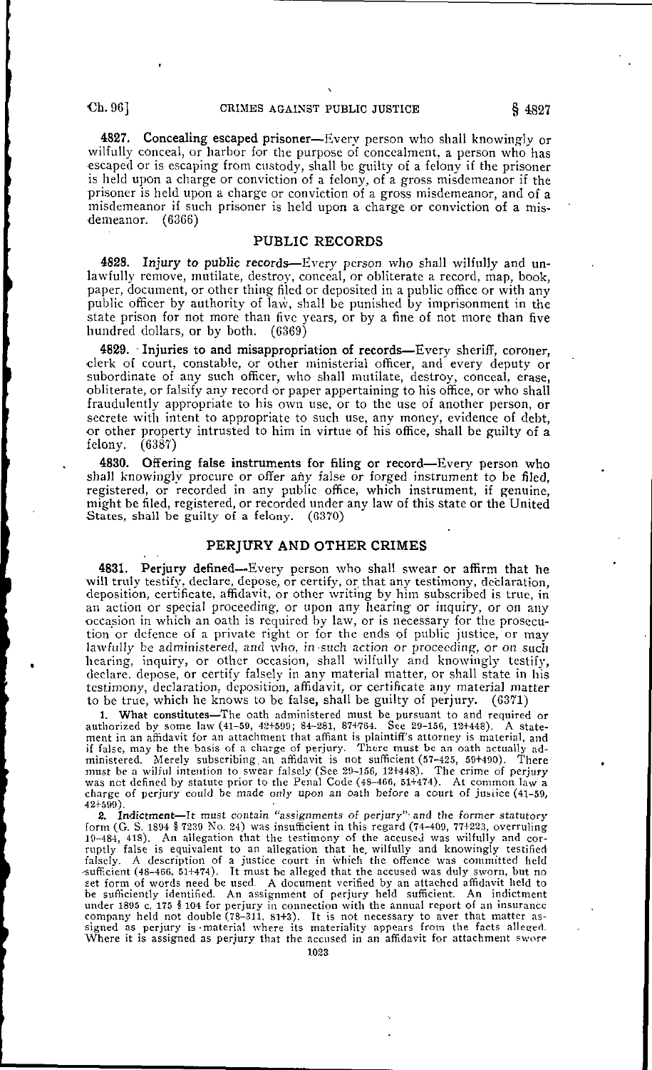**4827. Concealing escaped prisoner**—Every person who shall knowingly or wilfully conceal, or harbor for the purpose of concealment, a person who has escaped or is escaping from custody, shall be guilty of a felony if the prisoner is held upon a charge or conviction of a felony, of a gross misdemeanor if the prisoner is held upon a charge or conviction of a gross misdemeanor, and of a misdemeanor if such prisoner is held upon a charge or conviction of a misdemeanor. (6366)

## PUBLIC RECORDS

**4828. Injury to public records**—Every person who shall wilfully and unlawfully remove, mutilate, destroy, conceal, or obliterate a record, map, book, paper, document, or other thing filed or deposited in a public office or with any public officer by authority of law, shall be punished by imprisonment in the state prison for not more than five years, or by a fine of not more than five hundred dollars, or by both. (6369)

**4829. Injuries to and misappropriation of records**—Every sheriff, coroner, clerk of court, constable, or other ministerial officer, and every deputy or subordinate of any such officer, who shall mutilate, destroy, conceal, erase, obliterate, or falsify any record or paper appertaining to his office, or who shall fraudulently appropriate to his own use, or to the use of another person, or secrete with intent to appropriate to such use, any money, evidence of debt, or other property intrusted to him in virtue of his office, shall be guilty of a felony. (6387)

**4830. Offering false instruments for filing or record**—Every person who shall knowingly procure or offer any false or forged instrument to be filed, registered, or recorded in any public office, which instrument, if genuine, might be filed, registered, or recorded under any law of this state or the United States, shall be guilty of a felony. (6370)

## PERJURY AND OTHER CRIMES

**4831. Perjury defined**—Every person who shall swear or affirm that he will truly testify, declare, depose, or certify, or that any testimony, declaration, deposition, certificate, affidavit, or other writing by him subscribed is true, in an action or special proceeding, or upon any hearing or inquiry, or on any occasion in which an oath is required by law, or is necessary for the prosecution or defence of a private right or for the ends of public justice, or may lawfully be administered, and who, in such action or proceeding, or on such hearing, inquiry, or other occasion, shall wilfully and knowingly testify, declare, depose, or certify falsely in any material matter, or shall state in his testimony, declaration, deposition, affidavit, or certificate any material matter to be true, which he knows to be false, shall be guilty of perjury. (6371)

1. **What constitutes**—The oath administered must be pursuant to and required or authorized by some law (41-59, 42+599; 84-281, 87+764. See 29-156, 12+448). A statement in an affidavit for an attachment that affiant is plaintiff's attorney is material, and if false, may be the basis of a charge of perjury. There must be an oath actually administered. Merely subscribing an affidavit is not sufficient (57-425, 59+490). There must be a wilful intention to swear falsely (See 29-156, 12+448). The crime of perjury was not defined by statute prior to the Penal Code (48-466, 51+474). At common law a charge of perjury could be made only upon an oath before a court of justice (41-59, 42+599).

2. **Indictment**—It must contain "assignments of perjury" and the former statutory form (G. S. 1894 § 7239 No. 24) was insufficient in this regard (74-409, 77+223, overruling 19-484, 418). An allegation that the testimony of the accused was wilfully and corruptly false is equivalent to an allegation that he wilfully and knowingly testified falsely. A description of a justice court in which the offence was committed held sufficient (48-466, 51+474). It must be alleged that the accused was duly sworn, but no set form of words need be used. A document verified by an attached affidavit held to be sufficiently identified. An assignment of perjury held sufficient. An indictment under 1895 c. 175 § 104 for perjury in connection with the annual report of an insurance company held not double (78-311, 81+3). It is not necessary to aver that matter assigned as perjury is material where its materiality appears from the facts alleged. Where it is assigned as perjury that the accused in an affidavit for attachment swore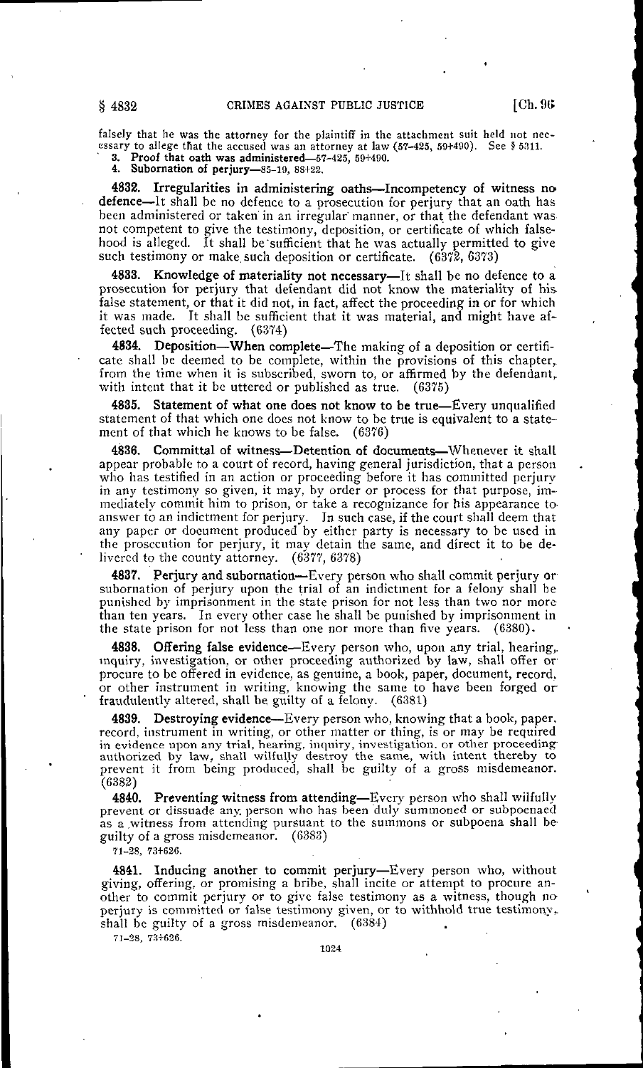falsely that he was the attorney for the plaintiff in the attachment suit held not necessary to allege that the accused was an attorney at law (57-425, 59+490). See § 5311.

3. Proof that oath was administered—57-425, 59+490.

4. Subornation of perjury—85-19, 88+22.

**4832. Irregularities in administering oaths—Incompetency of witness no defence**—It shall be no defence to a prosecution for perjury that an oath has been administered or taken in an irregular manner, or that the defendant was not competent to give the testimony, deposition, or certificate of which falsehood is alleged. It shall be sufficient that he was actually permitted to give such testimony or make such deposition or certificate. (6372, 6373)

**4833. Knowledge of materiality not necessary**—It shall be no defence to a prosecution for perjury that defendant did not know the materiality of his false statement, or that it did not, in fact, affect the proceeding in or for which it was made. It shall be sufficient that it was material, and might have affected such proceeding. (6374)

**4834. Deposition—When complete**—The making of a deposition or certificate shall be deemed to be complete, within the provisions of this chapter, from the time when it is subscribed, sworn to, or affirmed by the defendant, with intent that it be uttered or published as true. (6375)

**4835. Statement of what one does not know to be true**—Every unqualified statement of that which one does not know to be true is equivalent to a statement of that which he knows to be false. (6376)

**4836. Committal of witness—Detention of documents**—Whenever it shall appear probable to a court of record, having general jurisdiction, that a person who has testified in an action or proceeding before it has committed perjury in any testimony so given, it may, by order or process for that purpose, immediately commit him to prison, or take a recognizance for his appearance to answer to an indictment for perjury. In such case, if the court shall deem that any paper or document produced by either party is necessary to be used in the prosecution for perjury, it may detain the same, and direct it to be delivered to the county attorney. (6377, 6378)

**4837. Perjury and subornation**—Every person who shall commit perjury or subornation of perjury upon the trial of an indictment for a felony shall be punished by imprisonment in the state prison for not less than two nor more than ten years. In every other case he shall be punished by imprisonment in the state prison for not less than one nor more than five years. (6380)

**4838. Offering false evidence**—Every person who, upon any trial, hearing, inquiry, investigation, or other proceeding authorized by law, shall offer or procure to be offered in evidence, as genuine, a book, paper, document, record, or other instrument in writing, knowing the same to have been forged or fraudulently altered, shall be guilty of a felony. (6381)

**4839. Destroying evidence**—Every person who, knowing that a book, paper, record, instrument in writing, or other matter or thing, is or may be required in evidence upon any trial, hearing, inquiry, investigation, or other proceeding authorized by law, shall wilfully destroy the same, with intent thereby to prevent it from being produced, shall be guilty of a gross misdemeanor. (6382)

**4840. Preventing witness from attending**—Every person who shall wilfully prevent or dissuade any person who has been duly summoned or subpoenaed as a witness from attending pursuant to the summons or subpoena shall be guilty of a gross misdemeanor. (6383)

71-28, 73+626.

**4841. Inducing another to commit perjury**—Every person who, without giving, offering, or promising a bribe, shall incite or attempt to procure another to commit perjury or to give false testimony as a witness, though no perjury is committed or false testimony given, or to withhold true testimony, shall be guilty of a gross misdemeanor. (6384)

71-28, 73+626.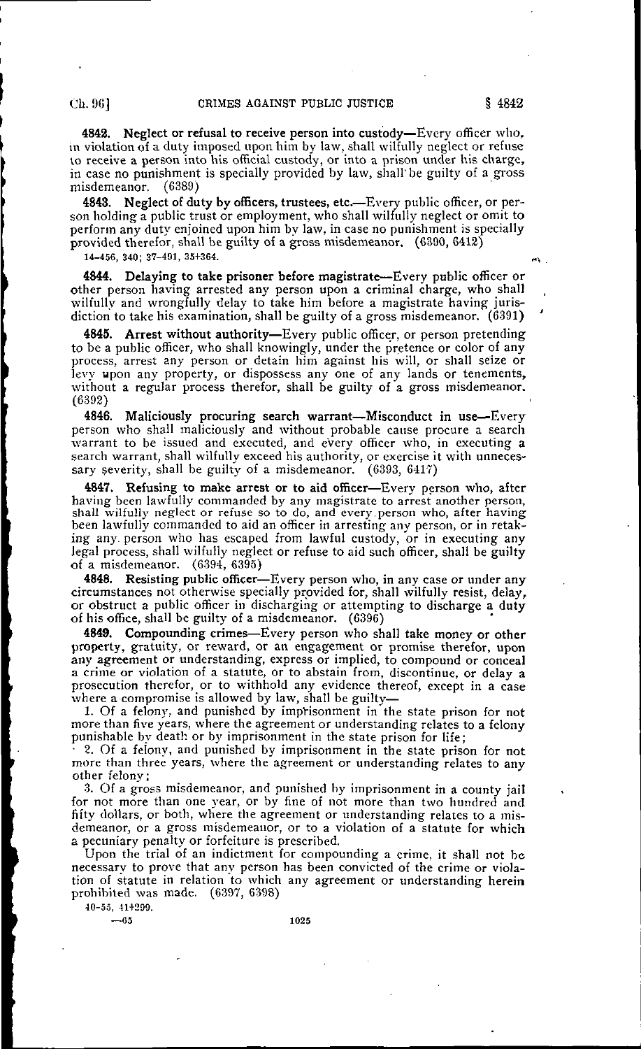**4842. Neglect or refusal to receive person into custody**—Every officer who, in violation of a duty imposed upon him by law, shall wilfully neglect or refuse to receive a person into his official custody, or into a prison under his charge, in case no punishment is specially provided by law, shall be guilty of a gross misdemeanor. (6389)

**4843. Neglect of duty by officers, trustees, etc.**—Every public officer, or person holding a public trust or employment, who shall wilfully neglect or omit to perform any duty enjoined upon him by law, in case no punishment is specially provided therefor, shall be guilty of a gross misdemeanor. (6390, 6412)

14-456, 340; 37-491, 35+364.

**4844. Delaying to take prisoner before magistrate**—Every public officer or other person having arrested any person upon a criminal charge, who shall wilfully and wrongfully delay to take him before a magistrate having jurisdiction to take his examination, shall be guilty of a gross misdemeanor. (6391)

**4845. Arrest without authority**—Every public officer, or person pretending to be a public officer, who shall knowingly, under the pretence or color of any process, arrest any person or detain him against his will, or shall seize or levy upon any property, or dispossess any one of any lands or tenements, without a regular process therefor, shall be guilty of a gross misdemeanor. (6392)

**4846. Maliciously procuring search warrant—Misconduct in use**—Every person who shall maliciously and without probable cause procure a search warrant to be issued and executed, and every officer who, in executing a search warrant, shall wilfully exceed his authority, or exercise it with unnecessary severity, shall be guilty of a misdemeanor. (6393, 6417)

**4847. Refusing to make arrest or to aid officer**—Every person who, after having been lawfully commanded by any magistrate to arrest another person, shall wilfully neglect or refuse so to do, and every person who, after having been lawfully commanded to aid an officer in arresting any person, or in retaking any person who has escaped from lawful custody, or in executing any legal process, shall wilfully neglect or refuse to aid such officer, shall be guilty of a misdemeanor. (6394, 6395)

**4848. Resisting public officer**—Every person who, in any case or under any circumstances not otherwise specially provided for, shall wilfully resist, delay, or obstruct a public officer in discharging or attempting to discharge a duty of his office, shall be guilty of a misdemeanor. (6396)

**4849. Compounding crimes**—Every person who shall take money or other property, gratuity, or reward, or an engagement or promise therefor, upon any agreement or understanding, express or implied, to compound or conceal a crime or violation of a statute, or to abstain from, discontinue, or delay a prosecution therefor, or to withhold any evidence thereof, except in a case where a compromise is allowed by law, shall be guilty—

1. Of a felony, and punished by imprisonment in the state prison for not more than five years, where the agreement or understanding relates to a felony punishable by death or by imprisonment in the state prison for life;

2. Of a felony, and punished by imprisonment in the state prison for not more than three years, where the agreement or understanding relates to any other felony;

3. Of a gross misdemeanor, and punished by imprisonment in a county jail for not more than one year, or by fine of not more than two hundred and fifty dollars, or both, where the agreement or understanding relates to a misdemeanor, or a gross misdemeanor, or to a violation of a statute for which a pecuniary penalty or forfeiture is prescribed.

Upon the trial of an indictment for compounding a crime, it shall not be necessary to prove that any person has been convicted of the crime or violation of statute in relation to which any agreement or understanding herein prohibited was made. (6397, 6398)

40-55, 41+299.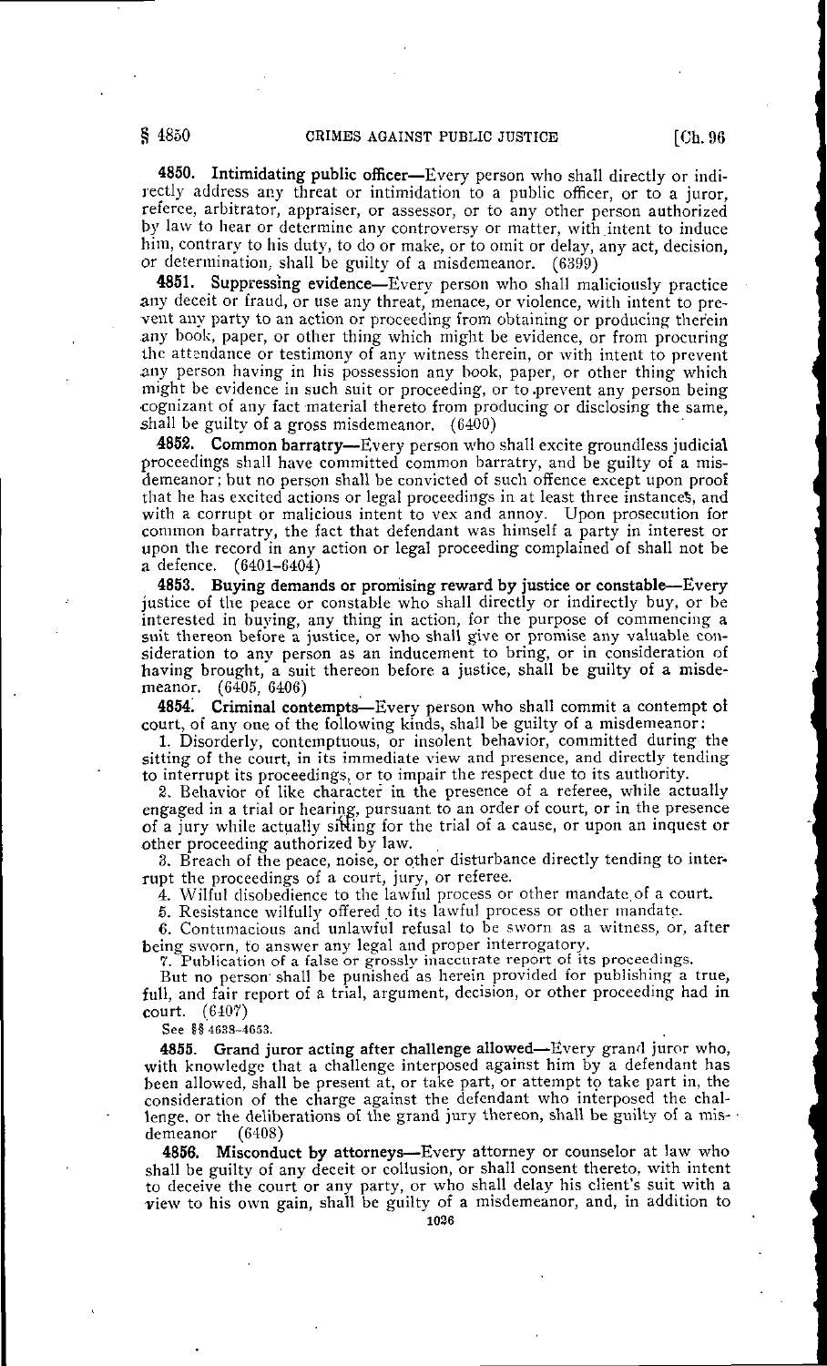**4850. Intimidating public officer**—Every person who shall directly or indirectly address any threat or intimidation to a public officer, or to a juror, referee, arbitrator, appraiser, or assessor, or to any other person authorized by law to hear or determine any controversy or matter, with intent to induce him, contrary to his duty, to do or make, or to omit or delay, any act, decision, or determination, shall be guilty of a misdemeanor. (6399)

**4851. Suppressing evidence**—Every person who shall maliciously practice any deceit or fraud, or use any threat, menace, or violence, with intent to prevent any party to an action or proceeding from obtaining or producing therein any book, paper, or other thing which might be evidence, or from procuring the attendance or testimony of any witness therein, or with intent to prevent any person having in his possession any book, paper, or other thing which might be evidence in such suit or proceeding, or to prevent any person being cognizant of any fact material thereto from producing or disclosing the same, shall be guilty of a gross misdemeanor. (6400)

**4852. Common barratry**—Every person who shall excite groundless judicial proceedings shall have committed common barratry, and be guilty of a misdemeanor; but no person shall be convicted of such offence except upon proof that he has excited actions or legal proceedings in at least three instances, and with a corrupt or malicious intent to vex and annoy. Upon prosecution for common barratry, the fact that defendant was himself a party in interest or upon the record in any action or legal proceeding complained of shall not be a defence. (6401-6404)

**4853. Buying demands or promising reward by justice or constable**—Every justice of the peace or constable who shall directly or indirectly buy, or be interested in buying, any thing in action, for the purpose of commencing a suit thereon before a justice, or who shall give or promise any valuable consideration to any person as an inducement to bring, or in consideration of having brought, a suit thereon before a justice, shall be guilty of a misdemeanor. (6405, 6406)

**4854. Criminal contempts**—Every person who shall commit a contempt of court, of any one of the following kinds, shall be guilty of a misdemeanor:

1. Disorderly, contemptuous, or insolent behavior, committed during the sitting of the court, in its immediate view and presence, and directly tending to interrupt its proceedings, or to impair the respect due to its authority.

2. Behavior of like character in the presence of a referee, while actually engaged in a trial or hearing, pursuant to an order of court, or in the presence of a jury while actually sitting for the trial of a cause, or upon an inquest or other proceeding authorized by law.

3. Breach of the peace, noise, or other disturbance directly tending to interrupt the proceedings of a court, jury, or referee.

4. Wilful disobedience to the lawful process or other mandate of a court.

5. Resistance wilfully offered to its lawful process or other mandate.

6. Contumacious and unlawful refusal to be sworn as a witness, or, after being sworn, to answer any legal and proper interrogatory.

7. Publication of a false or grossly inaccurate report of its proceedings.

But no person shall be punished as herein provided for publishing a true, full, and fair report of a trial, argument, decision, or other proceeding had in court. (6407)

See §§ 4638-4653.

**4855. Grand juror acting after challenge allowed**—Every grand juror who, with knowledge that a challenge interposed against him by a defendant has been allowed, shall be present at, or take part, or attempt to take part in, the consideration of the charge against the defendant who interposed the challenge, or the deliberations of the grand jury thereon, shall be guilty of a misdemeanor (6408)

**4856. Misconduct by attorneys**—Every attorney or counselor at law who shall be guilty of any deceit or collusion, or shall consent thereto, with intent to deceive the court or any party, or who shall delay his client's suit with a view to his own gain, shall be guilty of a misdemeanor, and, in addition to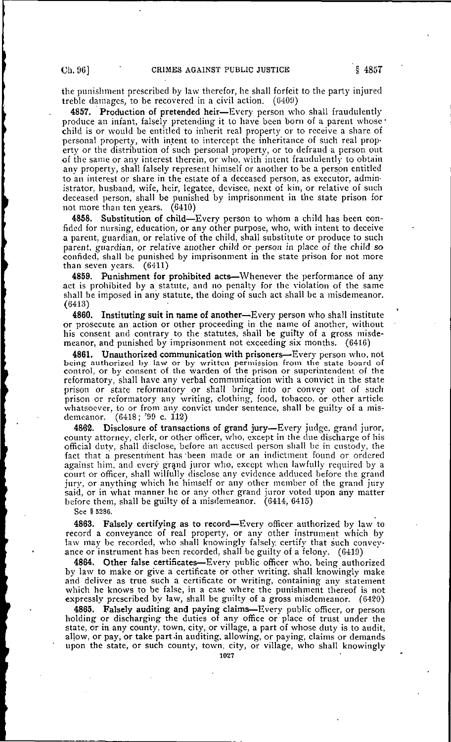the punishment prescribed by law therefor, he shall forfeit to the party injured treble damages, to be recovered in a civil action. (6409)

**4857. Production of pretended heir**—Every person who shall fraudulently produce an infant, falsely pretending it to have been born of a parent whose child is or would be entitled to inherit real property or to receive a share of personal property, with intent to intercept the inheritance of such real property or the distribution of such personal property, or to defraud a person out of the same or any interest therein, or who, with intent fraudulently to obtain any property, shall falsely represent himself or another to be a person entitled to an interest or share in the estate of a deceased person, as executor, administrator, husband, wife, heir, legatee, devisee, next of kin, or relative of such deceased person, shall be punished by imprisonment in the state prison for not more than ten years. (6410)

**4858. Substitution of child**—Every person to whom a child has been confided for nursing, education, or any other purpose, who, with intent to deceive a parent, guardian, or relative of the child, shall substitute or produce to such parent, guardian, or relative another child or person in place of the child so confided, shall be punished by imprisonment in the state prison for not more than seven years. (6411)

**4859. Punishment for prohibited acts**—Whenever the performance of any act is prohibited by a statute, and no penalty for the violation of the same shall be imposed in any statute, the doing of such act shall be a misdemeanor. (6413)

**4860. Instituting suit in name of another**—Every person who shall institute or prosecute an action or other proceeding in the name of another, without his consent and contrary to the statutes, shall be guilty of a gross misdemeanor, and punished by imprisonment not exceeding six months. (6416)

**4861. Unauthorized communication with prisoners**—Every person who, not being authorized by law or by written permission from the state board of control, or by consent of the warden of the prison or superintendent of the reformatory, shall have any verbal communication with a convict in the state prison or state reformatory or shall bring into or convey out of such prison or reformatory any writing, clothing, food, tobacco, or other article whatsoever, to or from any convict under sentence, shall be guilty of a misdemeanor. (6418; '99 c. 112)

**4862. Disclosure of transactions of grand jury**—Every judge, grand juror, county attorney, clerk, or other officer, who, except in the due discharge of his official duty, shall disclose, before an accused person shall be in custody, the fact that a presentment has been made or an indictment found or ordered against him, and every grand juror who, except when lawfully required by a court or officer, shall wilfully disclose any evidence adduced before the grand jury, or anything which he himself or any other member of the grand jury said, or in what manner he or any other grand juror voted upon any matter before them, shall be guilty of a misdemeanor. (6414, 6415)

See § 5286.

**4863. Falsely certifying as to record**—Every officer authorized by law to record a conveyance of real property, or any other instrument which by law may be recorded, who shall knowingly falsely certify that such conveyance or instrument has been recorded, shall be guilty of a felony. (6419)

**4864. Other false certificates**—Every public officer who, being authorized by law to make or give a certificate or other writing, shall knowingly make and deliver as true such a certificate or writing, containing any statement which he knows to be false, in a case where the punishment thereof is not expressly prescribed by law, shall be guilty of a gross misdemeanor. (6420)

**4865. Falsely auditing and paying claims**—Every public officer, or person holding or discharging the duties of any office or place of trust under the state, or in any county, town, city, or village, a part of whose duty is to audit, allow, or pay, or take part in auditing, allowing, or paying, claims or demands upon the state, or such county, town, city, or village, who shall knowingly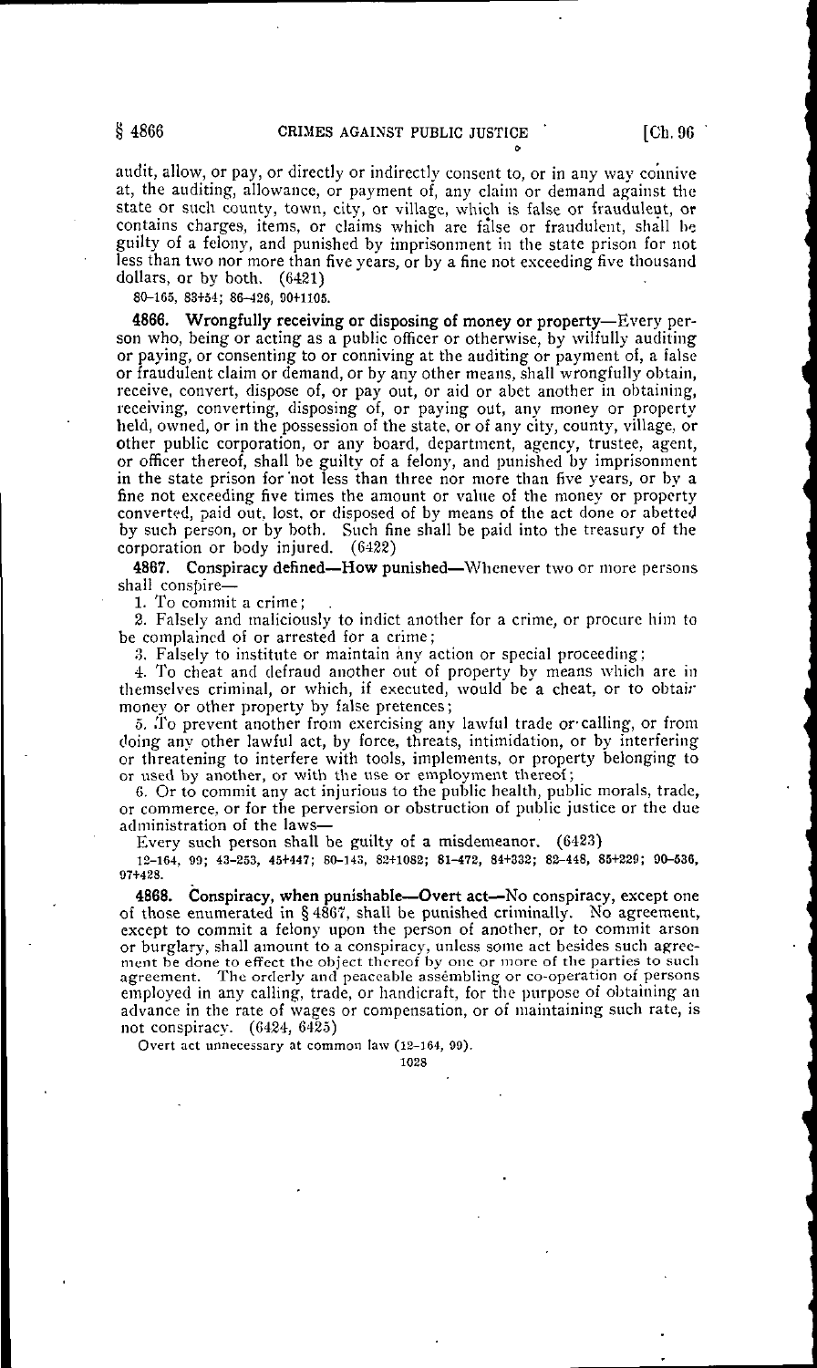audit, allow, or pay, or directly or indirectly consent to, or in any way connive at, the auditing, allowance, or payment of, any claim or demand against the state or such county, town, city, or village, which is false or fraudulent, or contains charges, items, or claims which are false or fraudulent, shall be guilty of a felony, and punished by imprisonment in the state prison for not less than two nor more than five years, or by a fine not exceeding five thousand dollars, or by both. (6421)

80-165, 83+54; 86-426, 90+1105.

**4866. Wrongfully receiving or disposing of money or property**—Every person who, being or acting as a public officer or otherwise, by wilfully auditing or paying, or consenting to or conniving at the auditing or payment of, a false or fraudulent claim or demand, or by any other means, shall wrongfully obtain, receive, convert, dispose of, or pay out, or aid or abet another in obtaining, receiving, converting, disposing of, or paying out, any money or property held, owned, or in the possession of the state, or of any city, county, village, or other public corporation, or any board, department, agency, trustee, agent, or officer thereof, shall be guilty of a felony, and punished by imprisonment in the state prison for not less than three nor more than five years, or by a fine not exceeding five times the amount or value of the money or property converted, paid out, lost, or disposed of by means of the act done or abetted by such person, or by both. Such fine shall be paid into the treasury of the corporation or body injured. (6422)

**4867. Conspiracy defined—How punished**—Whenever two or more persons shall conspire—

1. To commit a crime;
2. Falsely and maliciously to indict another for a crime, or procure him to be complained of or arrested for a crime;
3. Falsely to institute or maintain any action or special proceeding;
4. To cheat and defraud another out of property by means which are in themselves criminal, or which, if executed, would be a cheat, or to obtain money or other property by false pretences;
5. To prevent another from exercising any lawful trade or calling, or from doing any other lawful act, by force, threats, intimidation, or by interfering or threatening to interfere with tools, implements, or property belonging to or used by another, or with the use or employment thereof;
6. Or to commit any act injurious to the public health, public morals, trade, or commerce, or for the perversion or obstruction of public justice or the due administration of the laws—

Every such person shall be guilty of a misdemeanor. (6423)

12-164, 99; 43-253, 45+447; 80-143, 82+1082; 81-472, 84+332; 82-448, 85+229; 90-536, 97+428.

**4868. Conspiracy, when punishable—Overt act**—No conspiracy, except one of those enumerated in § 4867, shall be punished criminally. No agreement, except to commit a felony upon the person of another, or to commit arson or burglary, shall amount to a conspiracy, unless some act besides such agreement be done to effect the object thereof by one or more of the parties to such agreement. The orderly and peaceable assembling or co-operation of persons employed in any calling, trade, or handicraft, for the purpose of obtaining an advance in the rate of wages or compensation, or of maintaining such rate, is not conspiracy. (6424, 6425)

Overt act unnecessary at common law (12-164, 99).